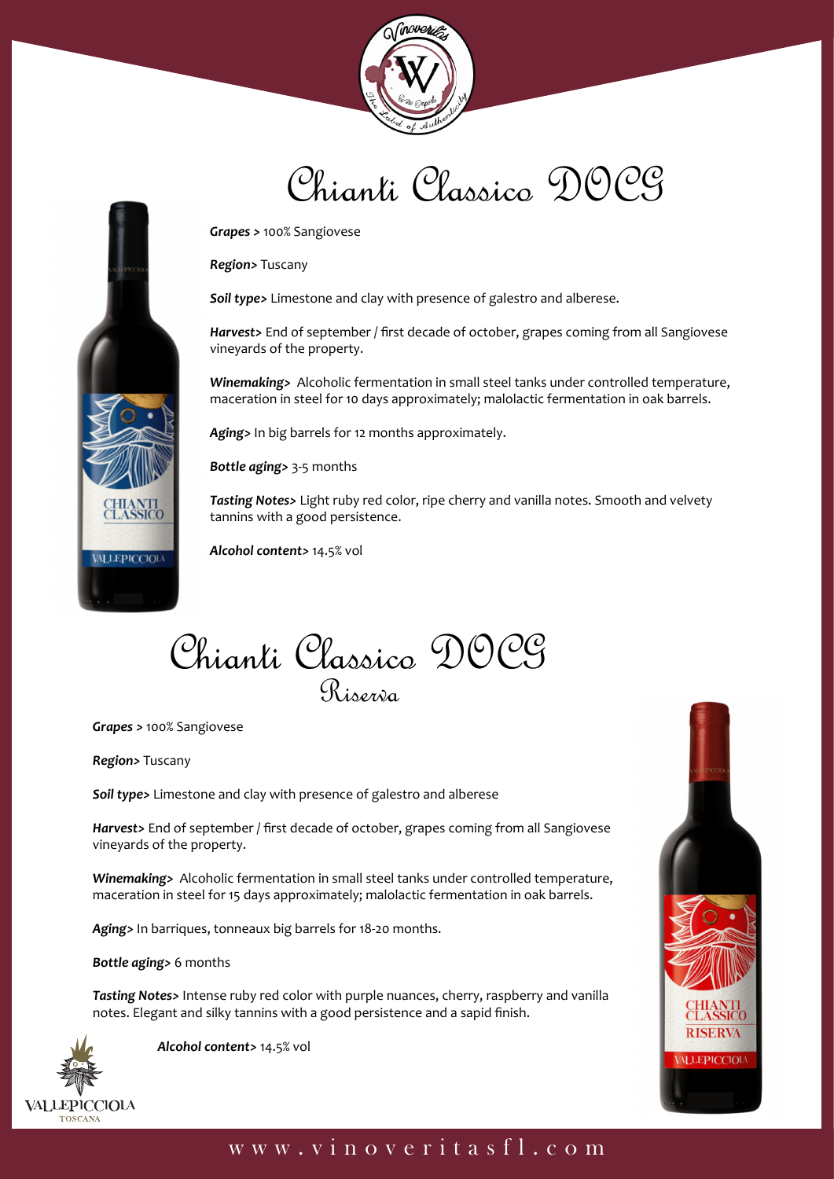# Chianti Classico DOCG

***Grapes >*** 100% Sangiovese

***Region>*** Tuscany

***Soil type>*** Limestone and clay with presence of galestro and alberese.

***Harvest>*** End of september / first decade of october, grapes coming from all Sangiovese vineyards of the property.

***Winemaking>*** Alcoholic fermentation in small steel tanks under controlled temperature, maceration in steel for 10 days approximately; malolactic fermentation in oak barrels.

***Aging>*** In big barrels for 12 months approximately.

***Bottle aging>*** 3-5 months

***Tasting Notes>*** Light ruby red color, ripe cherry and vanilla notes. Smooth and velvety tannins with a good persistence.

***Alcohol content>*** 14.5% vol

# Chianti Classico DOCG
## Riserva

***Grapes >*** 100% Sangiovese

***Region>*** Tuscany

***Soil type>*** Limestone and clay with presence of galestro and alberese

***Harvest>*** End of september / first decade of october, grapes coming from all Sangiovese vineyards of the property.

***Winemaking>*** Alcoholic fermentation in small steel tanks under controlled temperature, maceration in steel for 15 days approximately; malolactic fermentation in oak barrels.

***Aging>*** In barriques, tonneaux big barrels for 18-20 months.

***Bottle aging>*** 6 months

***Tasting Notes>*** Intense ruby red color with purple nuances, cherry, raspberry and vanilla notes. Elegant and silky tannins with a good persistence and a sapid finish.

***Alcohol content>*** 14.5% vol

VALLEPICCIOLA TOSCANA

www.vinoveritasfl.com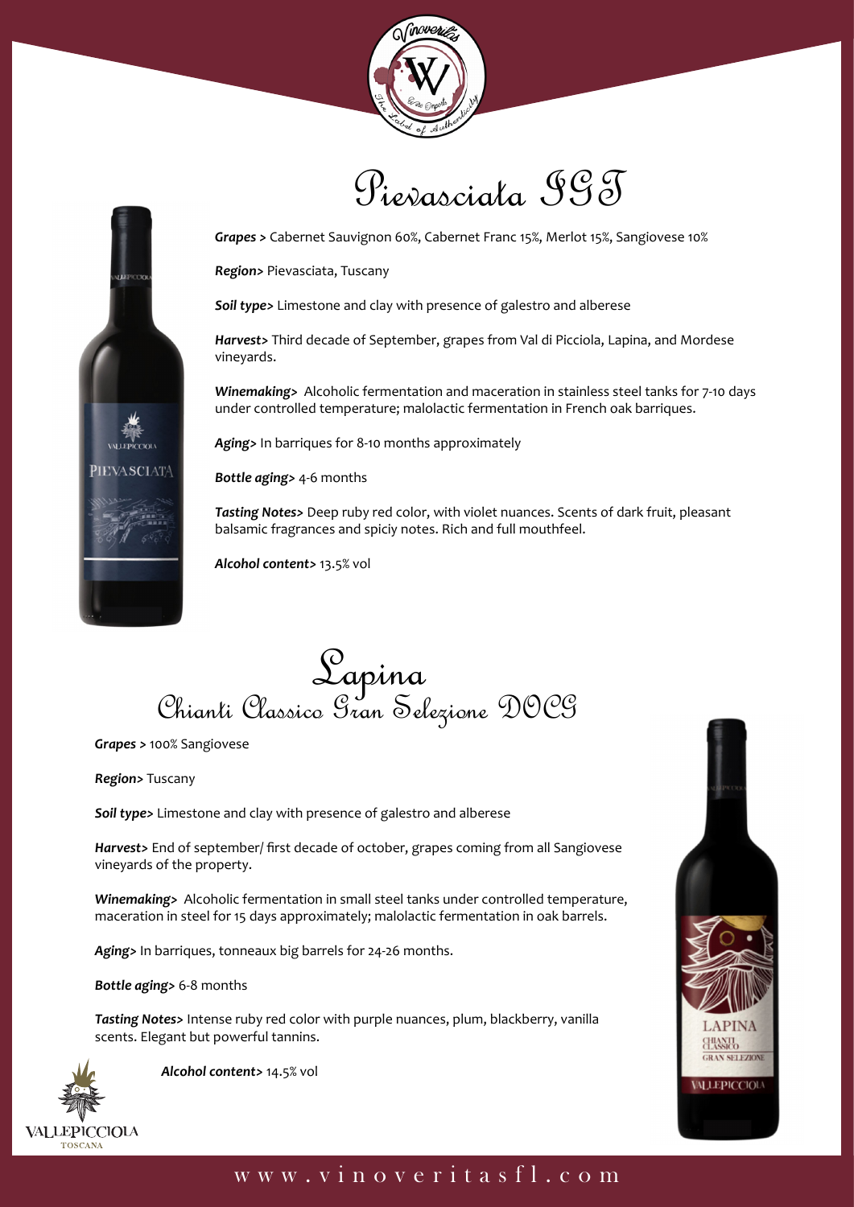# Pievasciata IGT

***Grapes >*** Cabernet Sauvignon 60%, Cabernet Franc 15%, Merlot 15%, Sangiovese 10%

***Region>*** Pievasciata, Tuscany

***Soil type>*** Limestone and clay with presence of galestro and alberese

***Harvest>*** Third decade of September, grapes from Val di Picciola, Lapina, and Mordese vineyards.

***Winemaking>*** Alcoholic fermentation and maceration in stainless steel tanks for 7-10 days under controlled temperature; malolactic fermentation in French oak barriques.

***Aging>*** In barriques for 8-10 months approximately

***Bottle aging>*** 4-6 months

***Tasting Notes>*** Deep ruby red color, with violet nuances. Scents of dark fruit, pleasant balsamic fragrances and spiciy notes. Rich and full mouthfeel.

***Alcohol content>*** 13.5% vol

# Lapina
## Chianti Classico Gran Selezione DOCG

***Grapes >*** 100% Sangiovese

***Region>*** Tuscany

***Soil type>*** Limestone and clay with presence of galestro and alberese

***Harvest>*** End of september/ first decade of october, grapes coming from all Sangiovese vineyards of the property.

***Winemaking>*** Alcoholic fermentation in small steel tanks under controlled temperature, maceration in steel for 15 days approximately; malolactic fermentation in oak barrels.

***Aging>*** In barriques, tonneaux big barrels for 24-26 months.

***Bottle aging>*** 6-8 months

***Tasting Notes>*** Intense ruby red color with purple nuances, plum, blackberry, vanilla scents. Elegant but powerful tannins.

***Alcohol content>*** 14.5% vol

VALLEPICCIOLA
TOSCANA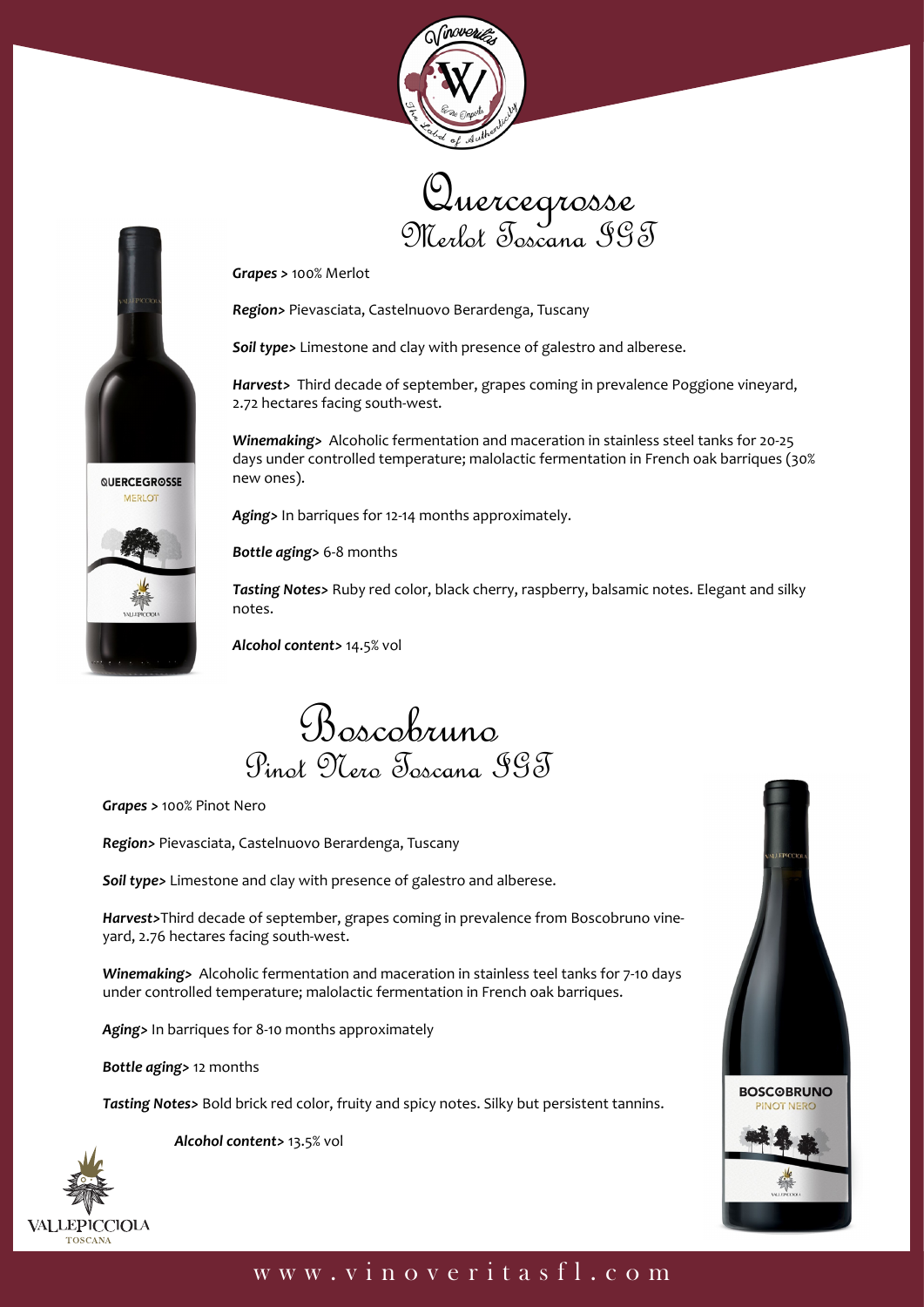# Quercegrosse
## Merlot Toscana IGT

***Grapes >*** 100% Merlot

***Region>*** Pievasciata, Castelnuovo Berardenga, Tuscany

***Soil type>*** Limestone and clay with presence of galestro and alberese.

***Harvest>*** Third decade of september, grapes coming in prevalence Poggione vineyard, 2.72 hectares facing south-west.

***Winemaking>*** Alcoholic fermentation and maceration in stainless steel tanks for 20-25 days under controlled temperature; malolactic fermentation in French oak barriques (30% new ones).

***Aging>*** In barriques for 12-14 months approximately.

***Bottle aging>*** 6-8 months

***Tasting Notes>*** Ruby red color, black cherry, raspberry, balsamic notes. Elegant and silky notes.

***Alcohol content>*** 14.5% vol

# Boscobruno
## Pinot Nero Toscana IGT

***Grapes >*** 100% Pinot Nero

***Region>*** Pievasciata, Castelnuovo Berardenga, Tuscany

***Soil type>*** Limestone and clay with presence of galestro and alberese.

***Harvest>***Third decade of september, grapes coming in prevalence from Boscobruno vine-yard, 2.76 hectares facing south-west.

***Winemaking>*** Alcoholic fermentation and maceration in stainless teel tanks for 7-10 days under controlled temperature; malolactic fermentation in French oak barriques.

***Aging>*** In barriques for 8-10 months approximately

***Bottle aging>*** 12 months

***Tasting Notes>*** Bold brick red color, fruity and spicy notes. Silky but persistent tannins.

***Alcohol content>*** 13.5% vol

www.vinoveritasfl.com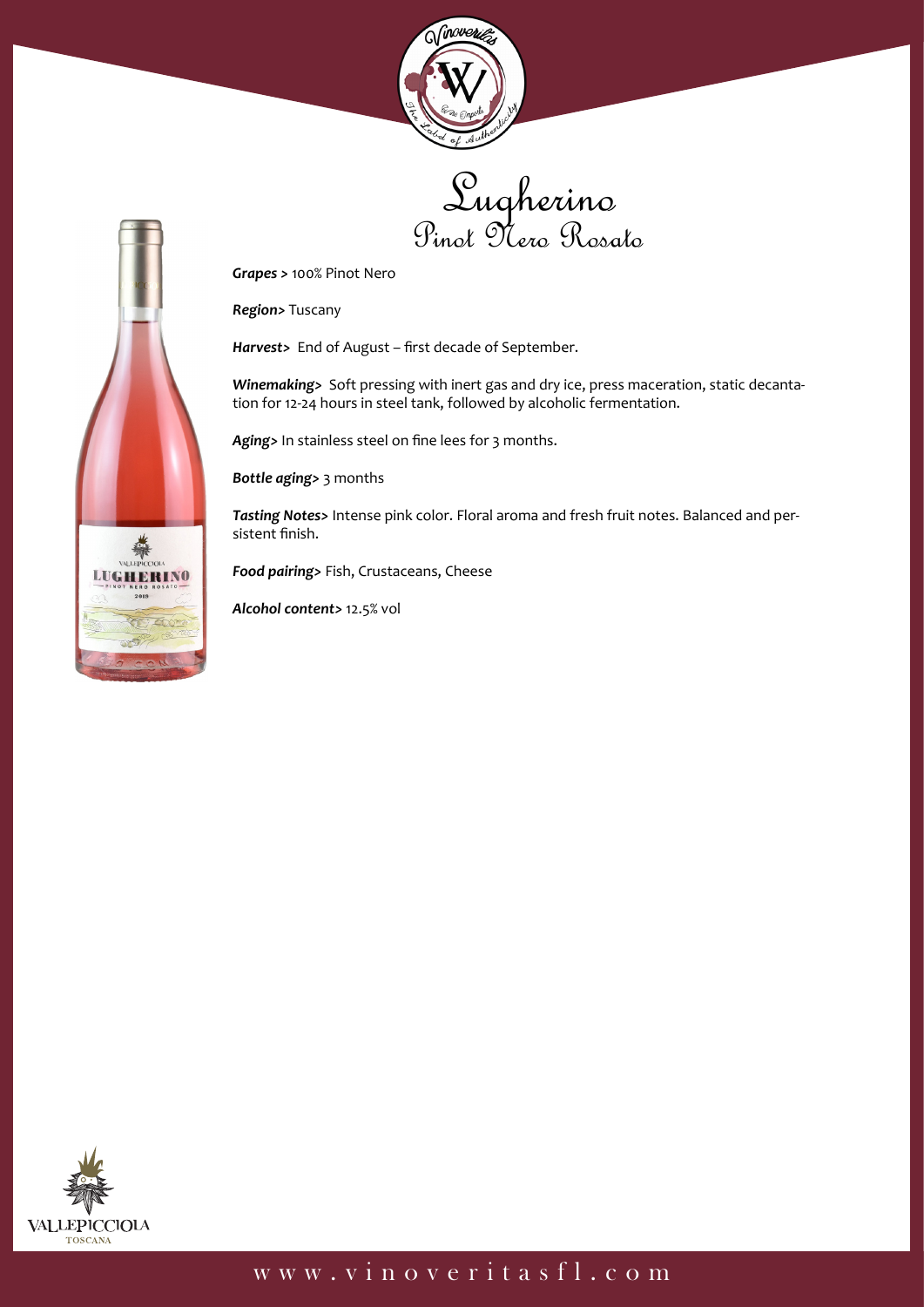# Lugherino

## Pinot Nero Rosato

***Grapes >*** 100% Pinot Nero

***Region>*** Tuscany

***Harvest>*** End of August – first decade of September.

***Winemaking>*** Soft pressing with inert gas and dry ice, press maceration, static decantation for 12-24 hours in steel tank, followed by alcoholic fermentation.

***Aging>*** In stainless steel on fine lees for 3 months.

***Bottle aging>*** 3 months

***Tasting Notes>*** Intense pink color. Floral aroma and fresh fruit notes. Balanced and persistent finish.

***Food pairing>*** Fish, Crustaceans, Cheese

***Alcohol content>*** 12.5% vol

VALLEPICCIOLA
TOSCANA

www.vinoveritasfl.com